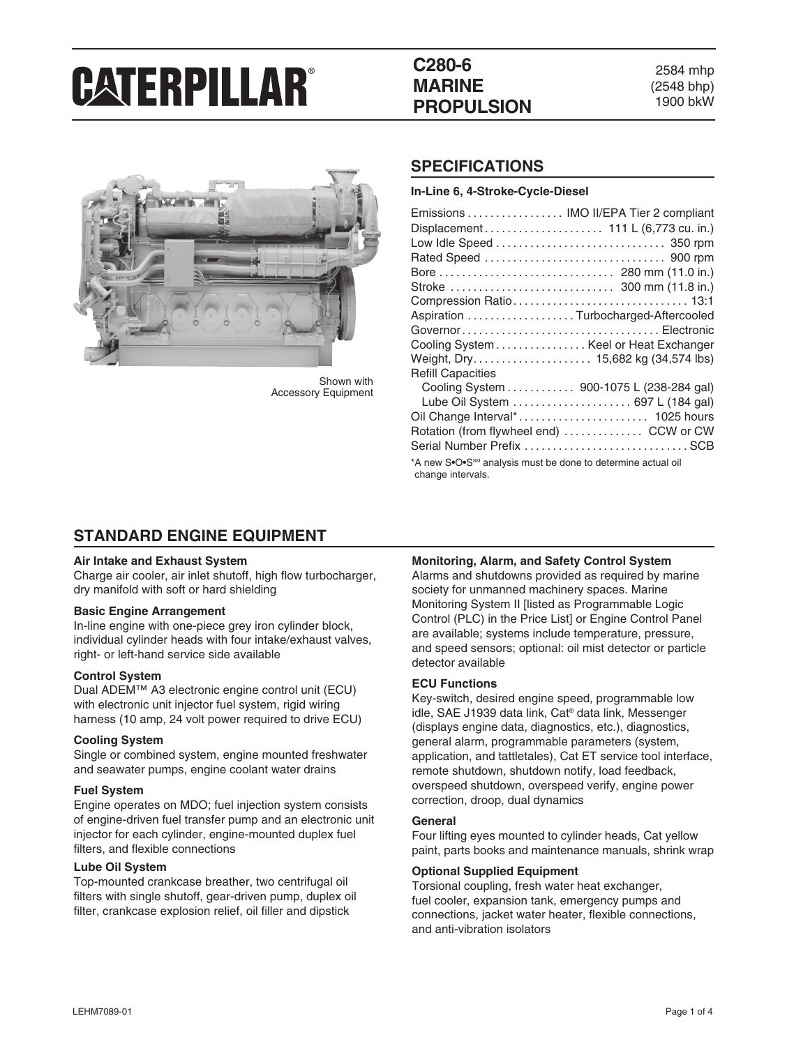# CATERPILLAR®

## C280-6 MARINE PROPULSION

2584 mhp
(2548 bhp)
1900 bkW

Shown with Accessory Equipment

## SPECIFICATIONS

**In-Line 6, 4-Stroke-Cycle-Diesel**

| | |
|---|---|
| Emissions | IMO II/EPA Tier 2 compliant |
| Displacement | 111 L (6,773 cu. in.) |
| Low Idle Speed | 350 rpm |
| Rated Speed | 900 rpm |
| Bore | 280 mm (11.0 in.) |
| Stroke | 300 mm (11.8 in.) |
| Compression Ratio | 13:1 |
| Aspiration | Turbocharged-Aftercooled |
| Governor | Electronic |
| Cooling System | Keel or Heat Exchanger |
| Weight, Dry | 15,682 kg (34,574 lbs) |
| Refill Capacities | |
| Cooling System | 900-1075 L (238-284 gal) |
| Lube Oil System | 697 L (184 gal) |
| Oil Change Interval* | 1025 hours |
| Rotation (from flywheel end) | CCW or CW |
| Serial Number Prefix | SCB |

*A new S•O•S℠ analysis must be done to determine actual oil change intervals.

## STANDARD ENGINE EQUIPMENT

**Air Intake and Exhaust System**
Charge air cooler, air inlet shutoff, high flow turbocharger, dry manifold with soft or hard shielding

**Basic Engine Arrangement**
In-line engine with one-piece grey iron cylinder block, individual cylinder heads with four intake/exhaust valves, right- or left-hand service side available

**Control System**
Dual ADEM™ A3 electronic engine control unit (ECU) with electronic unit injector fuel system, rigid wiring harness (10 amp, 24 volt power required to drive ECU)

**Cooling System**
Single or combined system, engine mounted freshwater and seawater pumps, engine coolant water drains

**Fuel System**
Engine operates on MDO; fuel injection system consists of engine-driven fuel transfer pump and an electronic unit injector for each cylinder, engine-mounted duplex fuel filters, and flexible connections

**Lube Oil System**
Top-mounted crankcase breather, two centrifugal oil filters with single shutoff, gear-driven pump, duplex oil filter, crankcase explosion relief, oil filler and dipstick

**Monitoring, Alarm, and Safety Control System**
Alarms and shutdowns provided as required by marine society for unmanned machinery spaces. Marine Monitoring System II [listed as Programmable Logic Control (PLC) in the Price List] or Engine Control Panel are available; systems include temperature, pressure, and speed sensors; optional: oil mist detector or particle detector available

**ECU Functions**
Key-switch, desired engine speed, programmable low idle, SAE J1939 data link, Cat® data link, Messenger (displays engine data, diagnostics, etc.), diagnostics, general alarm, programmable parameters (system, application, and tattletales), Cat ET service tool interface, remote shutdown, shutdown notify, load feedback, overspeed shutdown, overspeed verify, engine power correction, droop, dual dynamics

**General**
Four lifting eyes mounted to cylinder heads, Cat yellow paint, parts books and maintenance manuals, shrink wrap

**Optional Supplied Equipment**
Torsional coupling, fresh water heat exchanger, fuel cooler, expansion tank, emergency pumps and connections, jacket water heater, flexible connections, and anti-vibration isolators

LEHM7089-01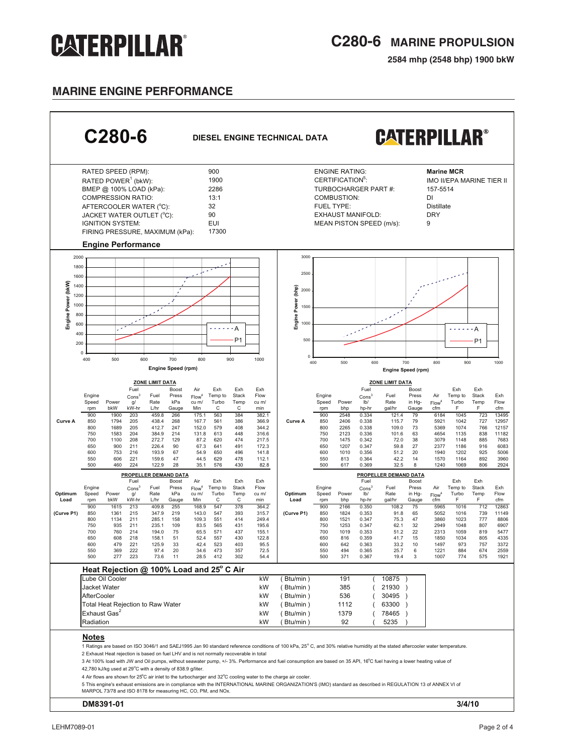# C280-6 MARINE PROPULSION

**2584 mhp (2548 bhp) 1900 bkW**

## MARINE ENGINE PERFORMANCE

## C280-6 DIESEL ENGINE TECHNICAL DATA

| | | | |
|---|---|---|---|
| RATED SPEED (RPM): | 900 | ENGINE RATING: | **Marine MCR** |
| RATED POWER[1] (bkW): | 1900 | CERTIFICATION[5]: | IMO II/EPA MARINE TIER II |
| BMEP @ 100% LOAD (kPa): | 2286 | TURBOCHARGER PART #: | 157-5514 |
| COMPRESSION RATIO: | 13:1 | COMBUSTION: | DI |
| AFTERCOOLER WATER (°C): | 32 | FUEL TYPE: | Distillate |
| JACKET WATER OUTLET (°C): | 90 | EXHAUST MANIFOLD: | DRY |
| IGNITION SYSTEM: | EUI | MEAN PISTON SPEED (m/s): | 9 |
| FIRING PRESSURE, MAXIMUM (kPa): | 17300 | | |

### Engine Performance

#### ZONE LIMIT DATA (Metric)

| | Engine Speed rpm | Power bkW | Fuel Cons[3] g/kW-hr | Fuel Rate L/hr | Boost Press kPa Gauge | Air Flow[4] cu m/Min | Exh Temp to Turbo C | Exh Stack Temp C | Exh Flow cu m/min |
|---|---|---|---|---|---|---|---|---|---|
| Curve A | 900 | 1900 | 203 | 459.8 | 266 | 175.1 | 563 | 384 | 382.1 |
| | 850 | 1794 | 205 | 438.4 | 268 | 167.7 | 561 | 386 | 366.9 |
| | 800 | 1689 | 205 | 412.7 | 247 | 152.0 | 579 | 408 | 344.2 |
| | 750 | 1583 | 204 | 384.9 | 214 | 131.8 | 613 | 448 | 316.6 |
| | 700 | 1100 | 208 | 272.7 | 129 | 87.2 | 620 | 474 | 217.5 |
| | 650 | 900 | 211 | 226.4 | 90 | 67.3 | 641 | 491 | 172.3 |
| | 600 | 753 | 216 | 193.9 | 67 | 54.9 | 650 | 496 | 141.8 |
| | 550 | 606 | 221 | 159.6 | 47 | 44.5 | 629 | 478 | 112.1 |
| | 500 | 460 | 224 | 122.9 | 28 | 35.1 | 576 | 430 | 82.8 |

#### PROPELLER DEMAND DATA (Metric)

| Optimum Load | Engine Speed rpm | Power bkW | Fuel Cons[3] g/kW-hr | Fuel Rate L/hr | Boost Press kPa Gauge | Air Flow[4] cu m/Min | Exh Temp to Turbo C | Exh Stack Temp C | Exh Flow cu m/min |
|---|---|---|---|---|---|---|---|---|---|
| (Curve P1) | 900 | 1615 | 213 | 409.8 | 255 | 168.9 | 547 | 378 | 364.2 |
| | 850 | 1361 | 215 | 347.9 | 219 | 143.0 | 547 | 393 | 315.7 |
| | 800 | 1134 | 211 | 285.1 | 158 | 109.3 | 551 | 414 | 249.4 |
| | 750 | 935 | 211 | 235.1 | 109 | 83.5 | 565 | 431 | 195.6 |
| | 700 | 760 | 214 | 194.0 | 75 | 65.5 | 571 | 437 | 155.1 |
| | 650 | 608 | 218 | 158.1 | 51 | 52.4 | 557 | 430 | 122.8 |
| | 600 | 479 | 221 | 125.9 | 33 | 42.4 | 523 | 403 | 95.5 |
| | 550 | 369 | 222 | 97.4 | 20 | 34.6 | 473 | 357 | 72.5 |
| | 500 | 277 | 223 | 73.6 | 11 | 28.5 | 412 | 302 | 54.4 |

#### ZONE LIMIT DATA (English)

| | Engine Speed rpm | Power bhp | Fuel Cons[3] lb/hp-hr | Fuel Rate gal/hr | Boost Press in Hg-Gauge | Air Flow[4] cfm | Exh Temp to Turbo F | Exh Stack Temp F | Exh Flow cfm |
|---|---|---|---|---|---|---|---|---|---|
| Curve A | 900 | 2548 | 0.334 | 121.4 | 79 | 6184 | 1045 | 723 | 13495 |
| | 850 | 2406 | 0.338 | 115.7 | 79 | 5921 | 1042 | 727 | 12957 |
| | 800 | 2265 | 0.338 | 109.0 | 73 | 5369 | 1074 | 766 | 12157 |
| | 750 | 2123 | 0.336 | 101.6 | 63 | 4654 | 1135 | 838 | 11182 |
| | 700 | 1475 | 0.342 | 72.0 | 38 | 3079 | 1148 | 885 | 7683 |
| | 650 | 1207 | 0.347 | 59.8 | 27 | 2377 | 1186 | 916 | 6083 |
| | 600 | 1010 | 0.356 | 51.2 | 20 | 1940 | 1202 | 925 | 5006 |
| | 550 | 813 | 0.364 | 42.2 | 14 | 1570 | 1164 | 892 | 3960 |
| | 500 | 617 | 0.369 | 32.5 | 8 | 1240 | 1069 | 806 | 2924 |

#### PROPELLER DEMAND DATA (English)

| Optimum Load | Engine Speed rpm | Power bhp | Fuel Cons[3] lb/hp-hr | Fuel Rate gal/hr | Boost Press in Hg-Gauge | Air Flow[4] cfm | Exh Temp to Turbo F | Exh Stack Temp F | Exh Flow cfm |
|---|---|---|---|---|---|---|---|---|---|
| (Curve P1) | 900 | 2166 | 0.350 | 108.2 | 75 | 5965 | 1016 | 712 | 12863 |
| | 850 | 1824 | 0.353 | 91.8 | 65 | 5052 | 1016 | 739 | 11149 |
| | 800 | 1521 | 0.347 | 75.3 | 47 | 3860 | 1023 | 777 | 8806 |
| | 750 | 1253 | 0.347 | 62.1 | 32 | 2949 | 1048 | 807 | 6907 |
| | 700 | 1019 | 0.353 | 51.2 | 22 | 2313 | 1059 | 819 | 5477 |
| | 650 | 816 | 0.359 | 41.7 | 15 | 1850 | 1034 | 805 | 4335 |
| | 600 | 642 | 0.363 | 33.2 | 10 | 1497 | 973 | 757 | 3372 |
| | 550 | 494 | 0.365 | 25.7 | 6 | 1221 | 884 | 674 | 2559 |
| | 500 | 371 | 0.367 | 19.4 | 3 | 1007 | 774 | 575 | 1921 |

### Heat Rejection @ 100% Load and 25° C Air

| | kW | (Btu/min) |
|---|---|---|
| Lube Oil Cooler | 191 | 10875 |
| Jacket Water | 385 | 21930 |
| AfterCooler | 536 | 30495 |
| Total Heat Rejection to Raw Water | 1112 | 63300 |
| Exhaust Gas[2] | 1379 | 78465 |
| Radiation | 92 | 5235 |

### Notes

1 Ratings are based on ISO 3046/1 and SAEJ1995 Jan 90 standard reference conditions of 100 kPa, 25° C, and 30% relative humidity at the stated aftercooler water temperature.

2 Exhaust Heat rejection is based on fuel LHV and is not normally recoverable in total

3 At 100% load with JW and Oil pumps, without seawater pump, +/- 3%. Performance and fuel consumption are based on 35 API, 16°C fuel having a lower heating value of 42,780 kJ/kg used at 29°C with a density of 838.9 g/liter.

4 Air flows are shown for 25°C air inlet to the turbocharger and 32°C cooling water to the charge air cooler.

5 This engine's exhaust emissions are in compliance with the INTERNATIONAL MARINE ORGANIZATION'S (IMO) standard as described in REGULATION 13 of ANNEX VI of MARPOL 73/78 and ISO 8178 for measuring HC, CO, PM, and NOx.

**DM8391-01** **3/4/10**

LEHM7089-01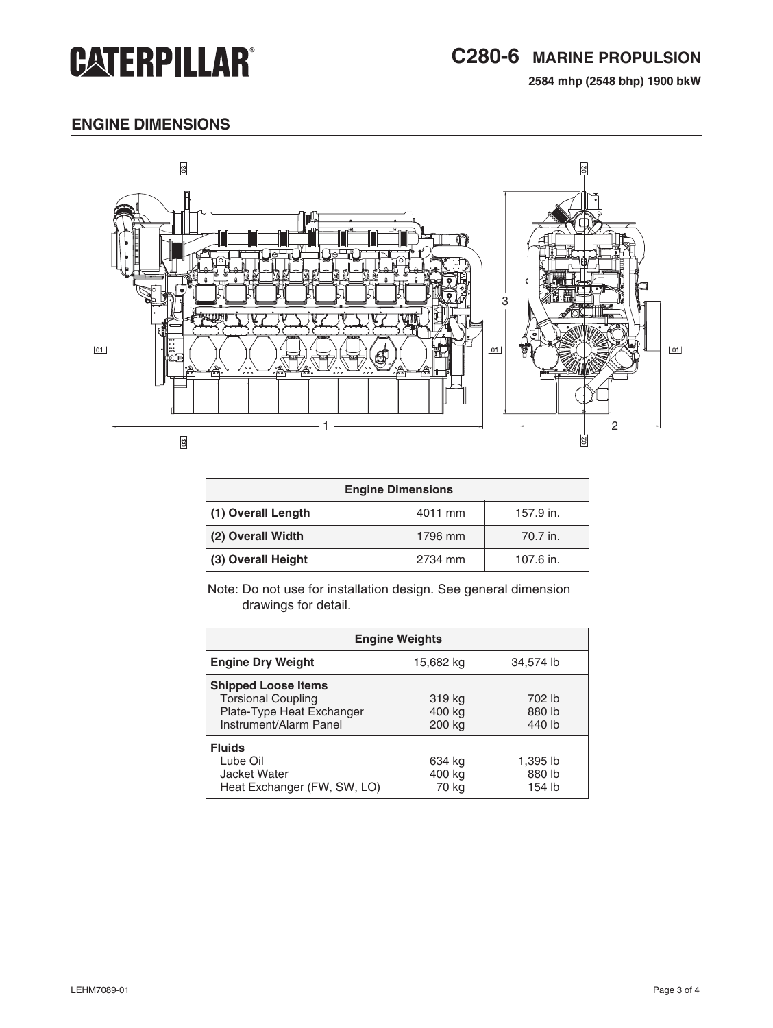# C280-6 MARINE PROPULSION

**2584 mhp (2548 bhp) 1900 bkW**

## ENGINE DIMENSIONS

| Engine Dimensions | | |
|---|---|---|
| **(1) Overall Length** | 4011 mm | 157.9 in. |
| **(2) Overall Width** | 1796 mm | 70.7 in. |
| **(3) Overall Height** | 2734 mm | 107.6 in. |

Note: Do not use for installation design. See general dimension drawings for detail.

| Engine Weights | | |
|---|---|---|
| **Engine Dry Weight** | 15,682 kg | 34,574 lb |
| **Shipped Loose Items** | | |
| Torsional Coupling | 319 kg | 702 lb |
| Plate-Type Heat Exchanger | 400 kg | 880 lb |
| Instrument/Alarm Panel | 200 kg | 440 lb |
| **Fluids** | | |
| Lube Oil | 634 kg | 1,395 lb |
| Jacket Water | 400 kg | 880 lb |
| Heat Exchanger (FW, SW, LO) | 70 kg | 154 lb |

LEHM7089-01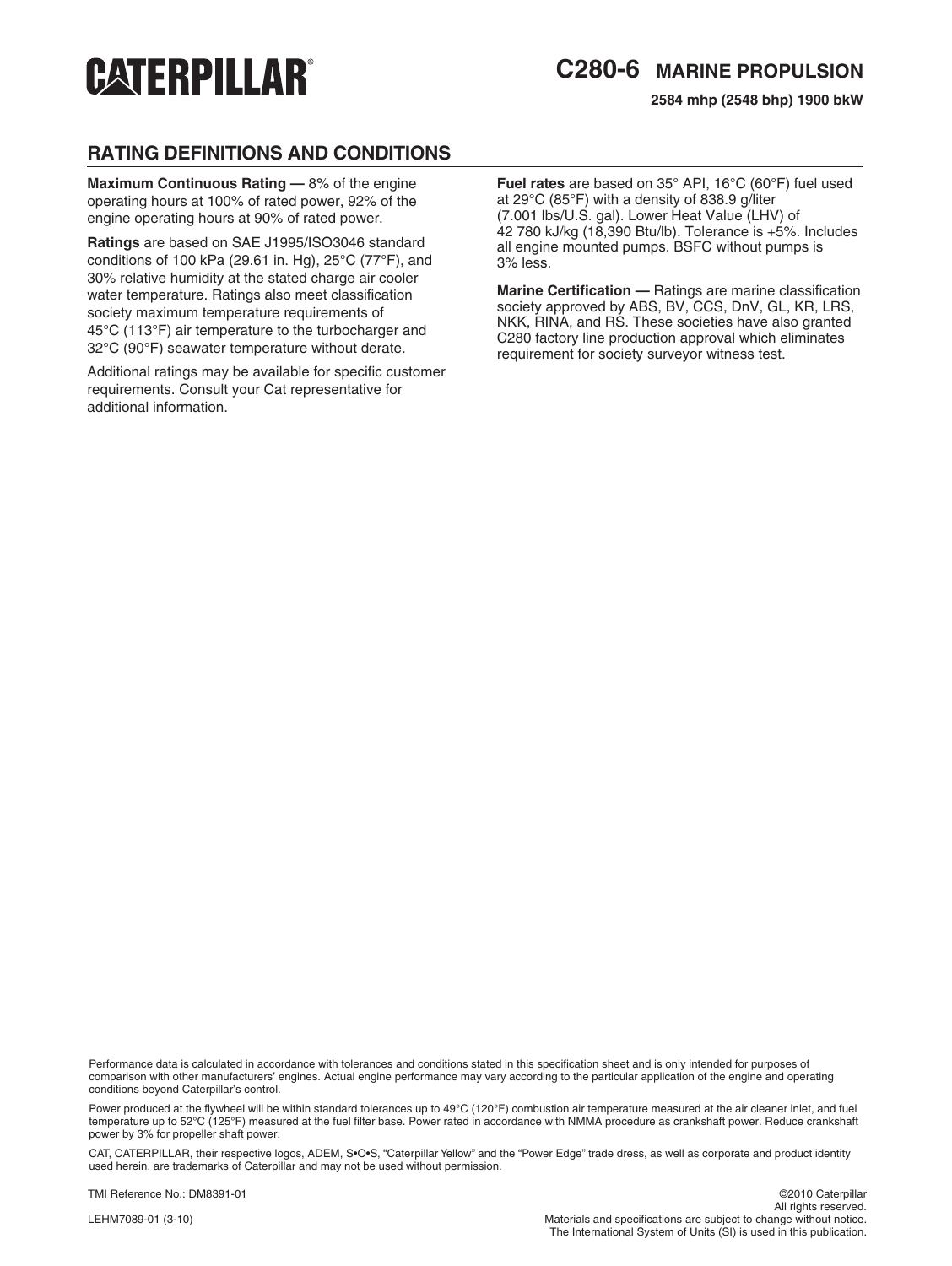# C280-6 MARINE PROPULSION

**2584 mhp (2548 bhp) 1900 bkW**

## RATING DEFINITIONS AND CONDITIONS

**Maximum Continuous Rating —** 8% of the engine operating hours at 100% of rated power, 92% of the engine operating hours at 90% of rated power.

**Ratings** are based on SAE J1995/ISO3046 standard conditions of 100 kPa (29.61 in. Hg), 25°C (77°F), and 30% relative humidity at the stated charge air cooler water temperature. Ratings also meet classification society maximum temperature requirements of 45°C (113°F) air temperature to the turbocharger and 32°C (90°F) seawater temperature without derate.

Additional ratings may be available for specific customer requirements. Consult your Cat representative for additional information.

**Fuel rates** are based on 35° API, 16°C (60°F) fuel used at 29°C (85°F) with a density of 838.9 g/liter (7.001 lbs/U.S. gal). Lower Heat Value (LHV) of 42 780 kJ/kg (18,390 Btu/lb). Tolerance is +5%. Includes all engine mounted pumps. BSFC without pumps is 3% less.

**Marine Certification —** Ratings are marine classification society approved by ABS, BV, CCS, DnV, GL, KR, LRS, NKK, RINA, and RS. These societies have also granted C280 factory line production approval which eliminates requirement for society surveyor witness test.

Performance data is calculated in accordance with tolerances and conditions stated in this specification sheet and is only intended for purposes of comparison with other manufacturers' engines. Actual engine performance may vary according to the particular application of the engine and operating conditions beyond Caterpillar's control.

Power produced at the flywheel will be within standard tolerances up to 49°C (120°F) combustion air temperature measured at the air cleaner inlet, and fuel temperature up to 52°C (125°F) measured at the fuel filter base. Power rated in accordance with NMMA procedure as crankshaft power. Reduce crankshaft power by 3% for propeller shaft power.

CAT, CATERPILLAR, their respective logos, ADEM, S•O•S, "Caterpillar Yellow" and the "Power Edge" trade dress, as well as corporate and product identity used herein, are trademarks of Caterpillar and may not be used without permission.

TMI Reference No.: DM8391-01

LEHM7089-01 (3-10)

©2010 Caterpillar
All rights reserved.
Materials and specifications are subject to change without notice.
The International System of Units (SI) is used in this publication.